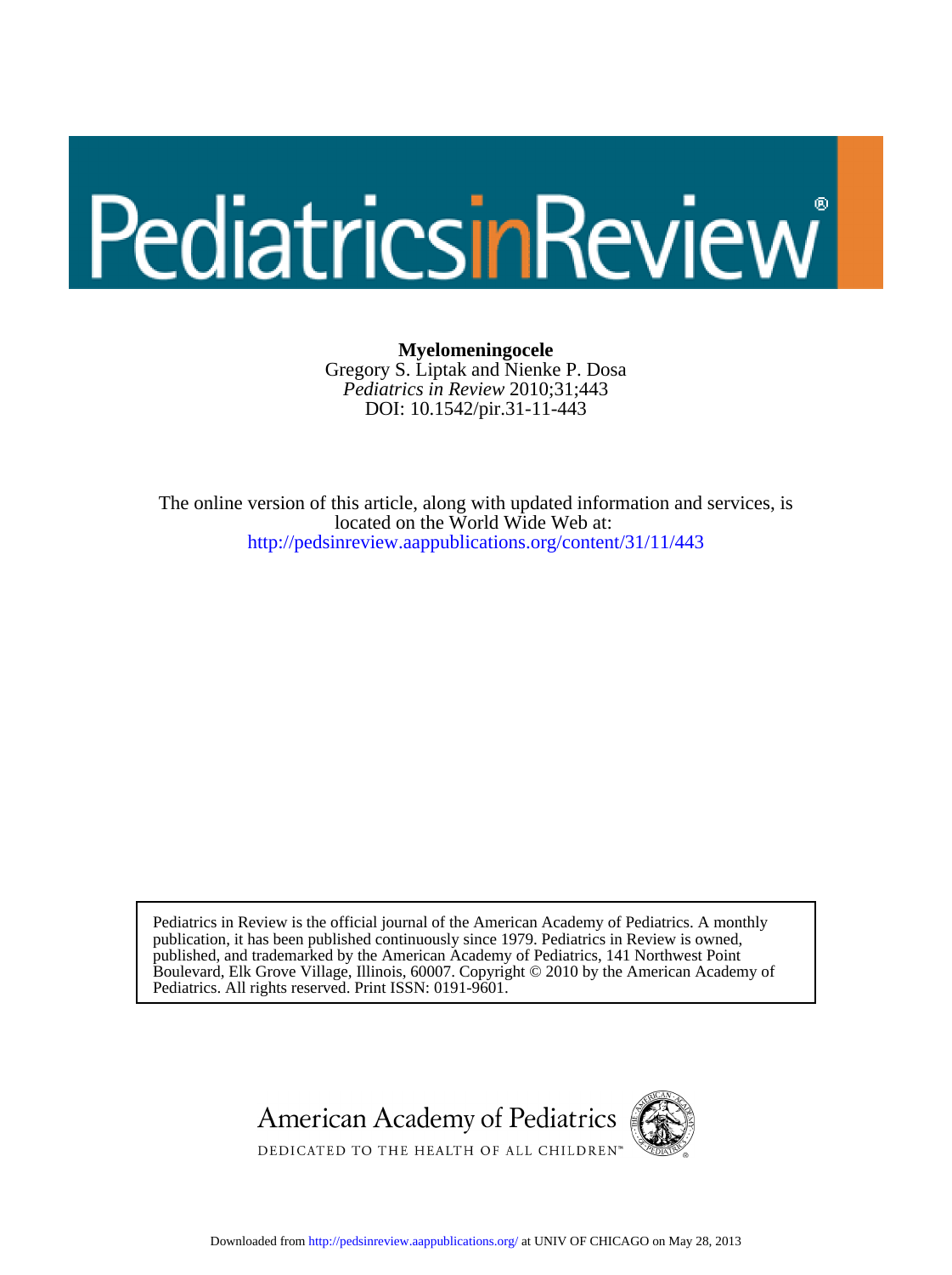# Myelomeningocele

Gregory S. Liptak and Nienke P. Dosa

*Pediatrics in Review* 2010;31;443

DOI: 10.1542/pir.31-11-443

The online version of this article, along with updated information and services, is located on the World Wide Web at:

http://pedsinreview.aappublications.org/content/31/11/443

Pediatrics in Review is the official journal of the American Academy of Pediatrics. A monthly publication, it has been published continuously since 1979. Pediatrics in Review is owned, published, and trademarked by the American Academy of Pediatrics, 141 Northwest Point Boulevard, Elk Grove Village, Illinois, 60007. Copyright © 2010 by the American Academy of Pediatrics. All rights reserved. Print ISSN: 0191-9601.

American Academy of Pediatrics

DEDICATED TO THE HEALTH OF ALL CHILDREN™

Downloaded from http://pedsinreview.aappublications.org/ at UNIV OF CHICAGO on May 28, 2013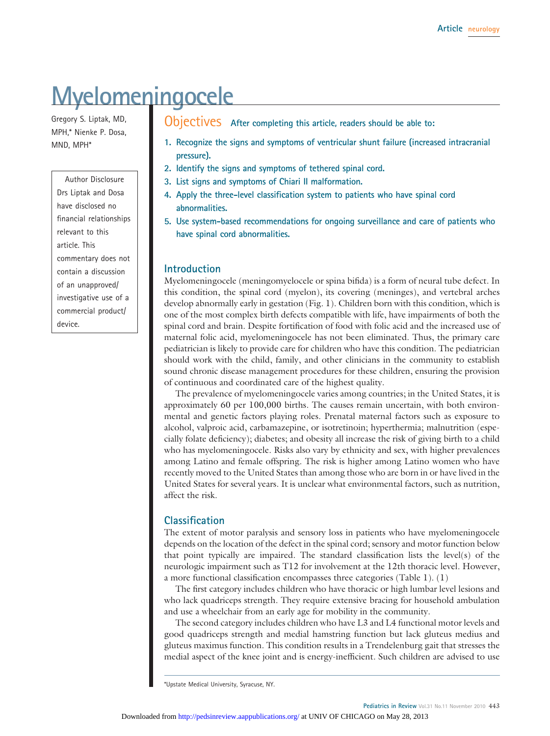# Myelomeningocele

Gregory S. Liptak, MD, MPH,* Nienke P. Dosa, MND, MPH*

Author Disclosure
Drs Liptak and Dosa have disclosed no financial relationships relevant to this article. This commentary does not contain a discussion of an unapproved/investigative use of a commercial product/device.

## Objectives

**After completing this article, readers should be able to:**

1. **Recognize the signs and symptoms of ventricular shunt failure (increased intracranial pressure).**
2. **Identify the signs and symptoms of tethered spinal cord.**
3. **List signs and symptoms of Chiari II malformation.**
4. **Apply the three-level classification system to patients who have spinal cord abnormalities.**
5. **Use system-based recommendations for ongoing surveillance and care of patients who have spinal cord abnormalities.**

## Introduction

Myelomeningocele (meningomyelocele or spina bifida) is a form of neural tube defect. In this condition, the spinal cord (myelon), its covering (meninges), and vertebral arches develop abnormally early in gestation (Fig. 1). Children born with this condition, which is one of the most complex birth defects compatible with life, have impairments of both the spinal cord and brain. Despite fortification of food with folic acid and the increased use of maternal folic acid, myelomeningocele has not been eliminated. Thus, the primary care pediatrician is likely to provide care for children who have this condition. The pediatrician should work with the child, family, and other clinicians in the community to establish sound chronic disease management procedures for these children, ensuring the provision of continuous and coordinated care of the highest quality.

The prevalence of myelomeningocele varies among countries; in the United States, it is approximately 60 per 100,000 births. The causes remain uncertain, with both environmental and genetic factors playing roles. Prenatal maternal factors such as exposure to alcohol, valproic acid, carbamazepine, or isotretinoin; hyperthermia; malnutrition (especially folate deficiency); diabetes; and obesity all increase the risk of giving birth to a child who has myelomeningocele. Risks also vary by ethnicity and sex, with higher prevalences among Latino and female offspring. The risk is higher among Latino women who have recently moved to the United States than among those who are born in or have lived in the United States for several years. It is unclear what environmental factors, such as nutrition, affect the risk.

## Classification

The extent of motor paralysis and sensory loss in patients who have myelomeningocele depends on the location of the defect in the spinal cord; sensory and motor function below that point typically are impaired. The standard classification lists the level(s) of the neurologic impairment such as T12 for involvement at the 12th thoracic level. However, a more functional classification encompasses three categories (Table 1). (1)

The first category includes children who have thoracic or high lumbar level lesions and who lack quadriceps strength. They require extensive bracing for household ambulation and use a wheelchair from an early age for mobility in the community.

The second category includes children who have L3 and L4 functional motor levels and good quadriceps strength and medial hamstring function but lack gluteus medius and gluteus maximus function. This condition results in a Trendelenburg gait that stresses the medial aspect of the knee joint and is energy-inefficient. Such children are advised to use

*Upstate Medical University, Syracuse, NY.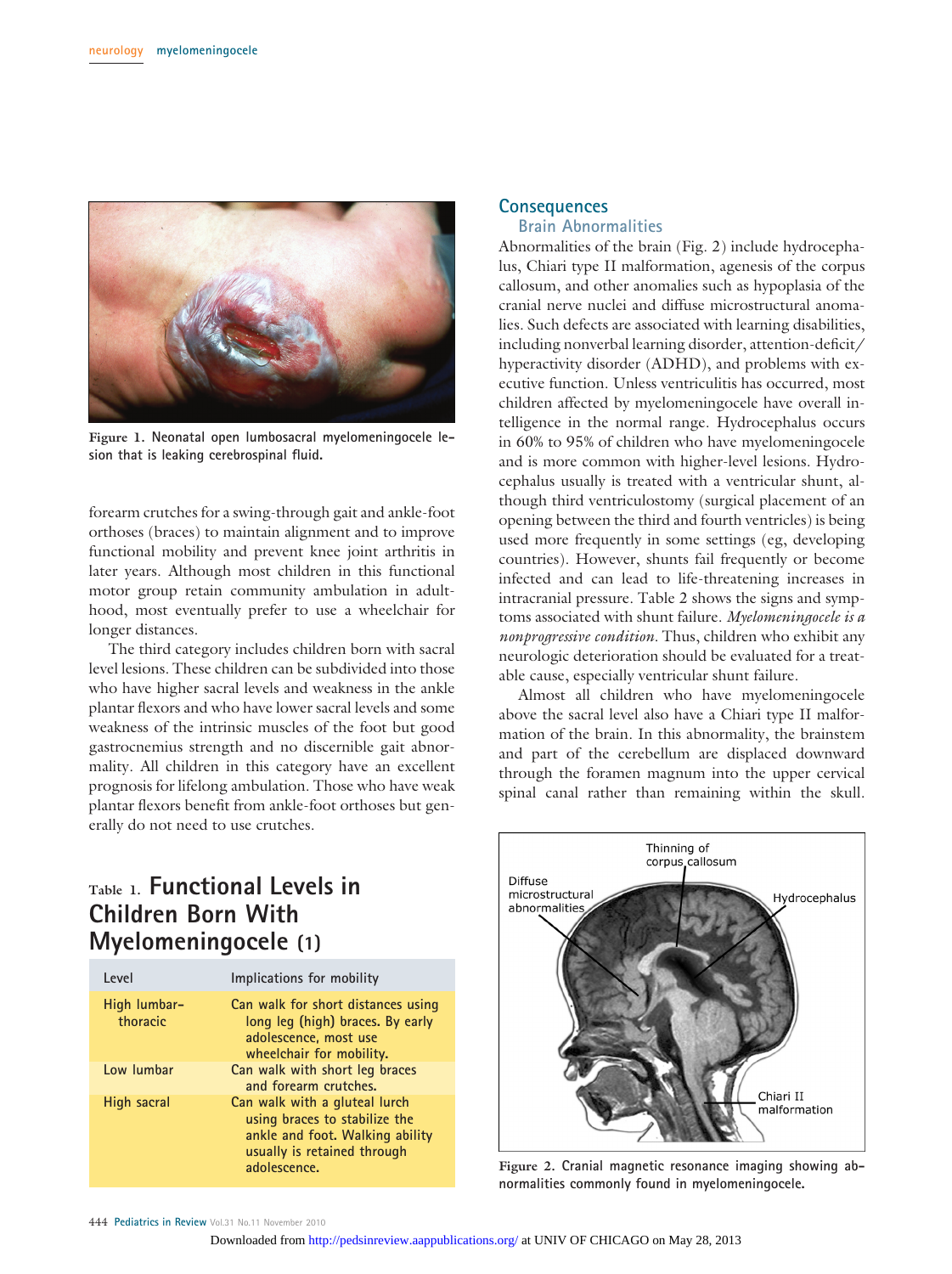Figure 1. Neonatal open lumbosacral myelomeningocele lesion that is leaking cerebrospinal fluid.

forearm crutches for a swing-through gait and ankle-foot orthoses (braces) to maintain alignment and to improve functional mobility and prevent knee joint arthritis in later years. Although most children in this functional motor group retain community ambulation in adulthood, most eventually prefer to use a wheelchair for longer distances.

The third category includes children born with sacral level lesions. These children can be subdivided into those who have higher sacral levels and weakness in the ankle plantar flexors and who have lower sacral levels and some weakness of the intrinsic muscles of the foot but good gastrocnemius strength and no discernible gait abnormality. All children in this category have an excellent prognosis for lifelong ambulation. Those who have weak plantar flexors benefit from ankle-foot orthoses but generally do not need to use crutches.

### Table 1. Functional Levels in Children Born With Myelomeningocele (1)

| Level | Implications for mobility |
| --- | --- |
| High lumbar-thoracic | Can walk for short distances using long leg (high) braces. By early adolescence, most use wheelchair for mobility. |
| Low lumbar | Can walk with short leg braces and forearm crutches. |
| High sacral | Can walk with a gluteal lurch using braces to stabilize the ankle and foot. Walking ability usually is retained through adolescence. |

## Consequences

### Brain Abnormalities

Abnormalities of the brain (Fig. 2) include hydrocephalus, Chiari type II malformation, agenesis of the corpus callosum, and other anomalies such as hypoplasia of the cranial nerve nuclei and diffuse microstructural anomalies. Such defects are associated with learning disabilities, including nonverbal learning disorder, attention-deficit/hyperactivity disorder (ADHD), and problems with executive function. Unless ventriculitis has occurred, most children affected by myelomeningocele have overall intelligence in the normal range. Hydrocephalus occurs in 60% to 95% of children who have myelomeningocele and is more common with higher-level lesions. Hydrocephalus usually is treated with a ventricular shunt, although third ventriculostomy (surgical placement of an opening between the third and fourth ventricles) is being used more frequently in some settings (eg, developing countries). However, shunts fail frequently or become infected and can lead to life-threatening increases in intracranial pressure. Table 2 shows the signs and symptoms associated with shunt failure. *Myelomeningocele is a nonprogressive condition.* Thus, children who exhibit any neurologic deterioration should be evaluated for a treatable cause, especially ventricular shunt failure.

Almost all children who have myelomeningocele above the sacral level also have a Chiari type II malformation of the brain. In this abnormality, the brainstem and part of the cerebellum are displaced downward through the foramen magnum into the upper cervical spinal canal rather than remaining within the skull.

Figure 2. Cranial magnetic resonance imaging showing abnormalities commonly found in myelomeningocele.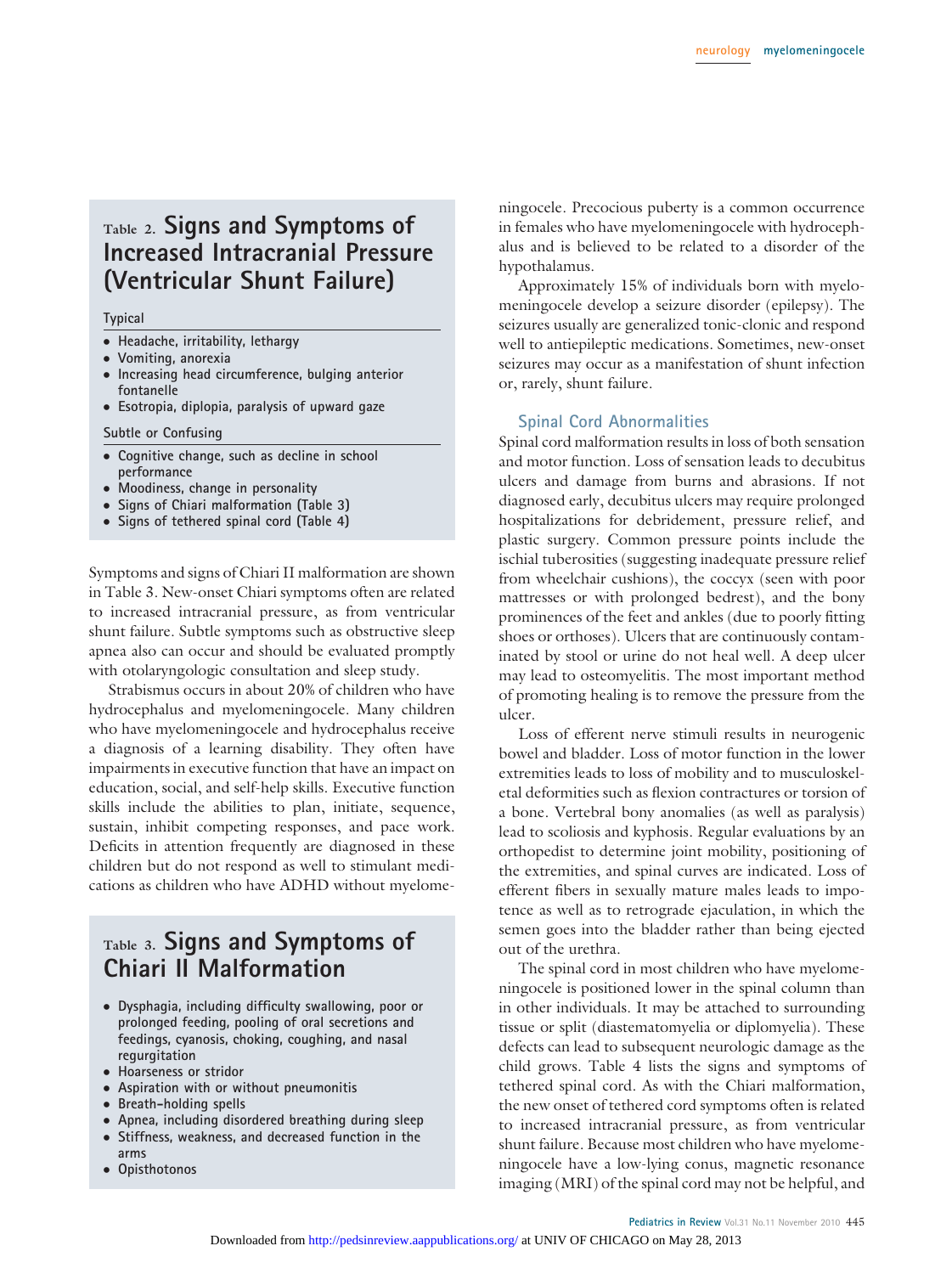## Table 2. Signs and Symptoms of Increased Intracranial Pressure (Ventricular Shunt Failure)

**Typical**

- Headache, irritability, lethargy
- Vomiting, anorexia
- Increasing head circumference, bulging anterior fontanelle
- Esotropia, diplopia, paralysis of upward gaze

**Subtle or Confusing**

- Cognitive change, such as decline in school performance
- Moodiness, change in personality
- Signs of Chiari malformation (Table 3)
- Signs of tethered spinal cord (Table 4)

Symptoms and signs of Chiari II malformation are shown in Table 3. New-onset Chiari symptoms often are related to increased intracranial pressure, as from ventricular shunt failure. Subtle symptoms such as obstructive sleep apnea also can occur and should be evaluated promptly with otolaryngologic consultation and sleep study.

Strabismus occurs in about 20% of children who have hydrocephalus and myelomeningocele. Many children who have myelomeningocele and hydrocephalus receive a diagnosis of a learning disability. They often have impairments in executive function that have an impact on education, social, and self-help skills. Executive function skills include the abilities to plan, initiate, sequence, sustain, inhibit competing responses, and pace work. Deficits in attention frequently are diagnosed in these children but do not respond as well to stimulant medications as children who have ADHD without myelomeningocele. Precocious puberty is a common occurrence in females who have myelomeningocele with hydrocephalus and is believed to be related to a disorder of the hypothalamus.

## Table 3. Signs and Symptoms of Chiari II Malformation

- Dysphagia, including difficulty swallowing, poor or prolonged feeding, pooling of oral secretions and feedings, cyanosis, choking, coughing, and nasal regurgitation
- Hoarseness or stridor
- Aspiration with or without pneumonitis
- Breath-holding spells
- Apnea, including disordered breathing during sleep
- Stiffness, weakness, and decreased function in the arms
- Opisthotonos

Approximately 15% of individuals born with myelomeningocele develop a seizure disorder (epilepsy). The seizures usually are generalized tonic-clonic and respond well to antiepileptic medications. Sometimes, new-onset seizures may occur as a manifestation of shunt infection or, rarely, shunt failure.

### Spinal Cord Abnormalities

Spinal cord malformation results in loss of both sensation and motor function. Loss of sensation leads to decubitus ulcers and damage from burns and abrasions. If not diagnosed early, decubitus ulcers may require prolonged hospitalizations for debridement, pressure relief, and plastic surgery. Common pressure points include the ischial tuberosities (suggesting inadequate pressure relief from wheelchair cushions), the coccyx (seen with poor mattresses or with prolonged bedrest), and the bony prominences of the feet and ankles (due to poorly fitting shoes or orthoses). Ulcers that are continuously contaminated by stool or urine do not heal well. A deep ulcer may lead to osteomyelitis. The most important method of promoting healing is to remove the pressure from the ulcer.

Loss of efferent nerve stimuli results in neurogenic bowel and bladder. Loss of motor function in the lower extremities leads to loss of mobility and to musculoskeletal deformities such as flexion contractures or torsion of a bone. Vertebral bony anomalies (as well as paralysis) lead to scoliosis and kyphosis. Regular evaluations by an orthopedist to determine joint mobility, positioning of the extremities, and spinal curves are indicated. Loss of efferent fibers in sexually mature males leads to impotence as well as to retrograde ejaculation, in which the semen goes into the bladder rather than being ejected out of the urethra.

The spinal cord in most children who have myelomeningocele is positioned lower in the spinal column than in other individuals. It may be attached to surrounding tissue or split (diastematomyelia or diplomyelia). These defects can lead to subsequent neurologic damage as the child grows. Table 4 lists the signs and symptoms of tethered spinal cord. As with the Chiari malformation, the new onset of tethered cord symptoms often is related to increased intracranial pressure, as from ventricular shunt failure. Because most children who have myelomeningocele have a low-lying conus, magnetic resonance imaging (MRI) of the spinal cord may not be helpful, and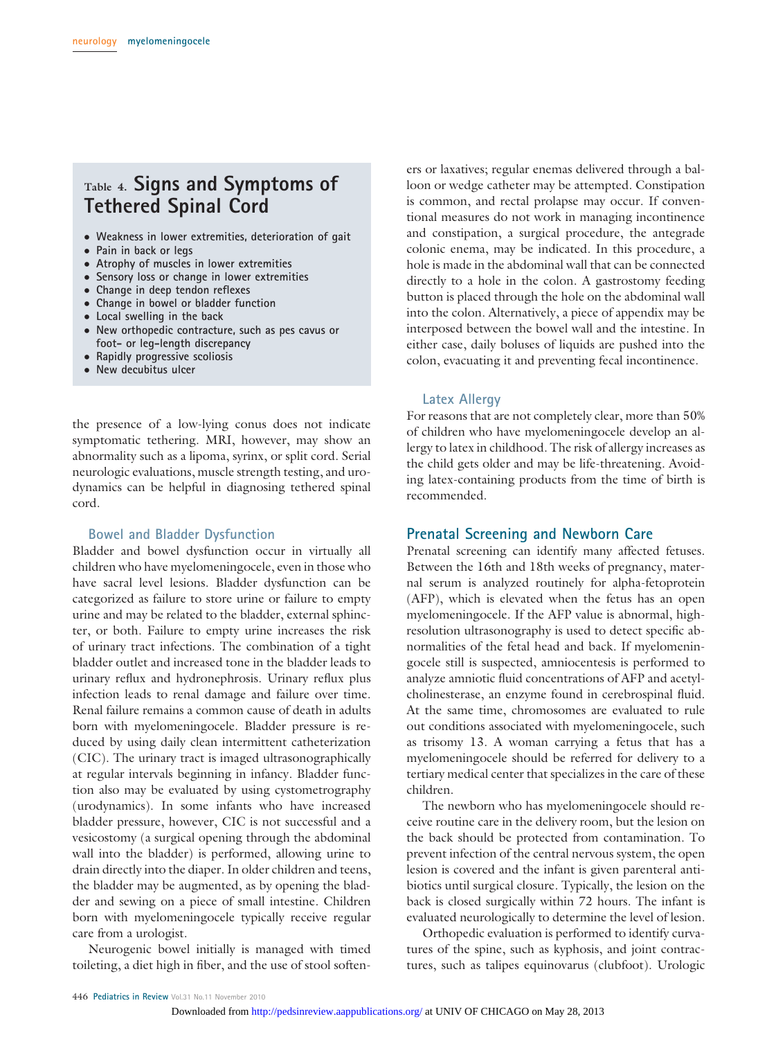## Table 4. Signs and Symptoms of Tethered Spinal Cord

- Weakness in lower extremities, deterioration of gait
- Pain in back or legs
- Atrophy of muscles in lower extremities
- Sensory loss or change in lower extremities
- Change in deep tendon reflexes
- Change in bowel or bladder function
- Local swelling in the back
- New orthopedic contracture, such as pes cavus or foot- or leg-length discrepancy
- Rapidly progressive scoliosis
- New decubitus ulcer

the presence of a low-lying conus does not indicate symptomatic tethering. MRI, however, may show an abnormality such as a lipoma, syrinx, or split cord. Serial neurologic evaluations, muscle strength testing, and urodynamics can be helpful in diagnosing tethered spinal cord.

### Bowel and Bladder Dysfunction

Bladder and bowel dysfunction occur in virtually all children who have myelomeningocele, even in those who have sacral level lesions. Bladder dysfunction can be categorized as failure to store urine or failure to empty urine and may be related to the bladder, external sphincter, or both. Failure to empty urine increases the risk of urinary tract infections. The combination of a tight bladder outlet and increased tone in the bladder leads to urinary reflux and hydronephrosis. Urinary reflux plus infection leads to renal damage and failure over time. Renal failure remains a common cause of death in adults born with myelomeningocele. Bladder pressure is reduced by using daily clean intermittent catheterization (CIC). The urinary tract is imaged ultrasonographically at regular intervals beginning in infancy. Bladder function also may be evaluated by using cystometrography (urodynamics). In some infants who have increased bladder pressure, however, CIC is not successful and a vesicostomy (a surgical opening through the abdominal wall into the bladder) is performed, allowing urine to drain directly into the diaper. In older children and teens, the bladder may be augmented, as by opening the bladder and sewing on a piece of small intestine. Children born with myelomeningocele typically receive regular care from a urologist.

Neurogenic bowel initially is managed with timed toileting, a diet high in fiber, and the use of stool softeners or laxatives; regular enemas delivered through a balloon or wedge catheter may be attempted. Constipation is common, and rectal prolapse may occur. If conventional measures do not work in managing incontinence and constipation, a surgical procedure, the antegrade colonic enema, may be indicated. In this procedure, a hole is made in the abdominal wall that can be connected directly to a hole in the colon. A gastrostomy feeding button is placed through the hole on the abdominal wall into the colon. Alternatively, a piece of appendix may be interposed between the bowel wall and the intestine. In either case, daily boluses of liquids are pushed into the colon, evacuating it and preventing fecal incontinence.

### Latex Allergy

For reasons that are not completely clear, more than 50% of children who have myelomeningocele develop an allergy to latex in childhood. The risk of allergy increases as the child gets older and may be life-threatening. Avoiding latex-containing products from the time of birth is recommended.

## Prenatal Screening and Newborn Care

Prenatal screening can identify many affected fetuses. Between the 16th and 18th weeks of pregnancy, maternal serum is analyzed routinely for alpha-fetoprotein (AFP), which is elevated when the fetus has an open myelomeningocele. If the AFP value is abnormal, high-resolution ultrasonography is used to detect specific abnormalities of the fetal head and back. If myelomeningocele still is suspected, amniocentesis is performed to analyze amniotic fluid concentrations of AFP and acetylcholinesterase, an enzyme found in cerebrospinal fluid. At the same time, chromosomes are evaluated to rule out conditions associated with myelomeningocele, such as trisomy 13. A woman carrying a fetus that has a myelomeningocele should be referred for delivery to a tertiary medical center that specializes in the care of these children.

The newborn who has myelomeningocele should receive routine care in the delivery room, but the lesion on the back should be protected from contamination. To prevent infection of the central nervous system, the open lesion is covered and the infant is given parenteral antibiotics until surgical closure. Typically, the lesion on the back is closed surgically within 72 hours. The infant is evaluated neurologically to determine the level of lesion.

Orthopedic evaluation is performed to identify curvatures of the spine, such as kyphosis, and joint contractures, such as talipes equinovarus (clubfoot). Urologic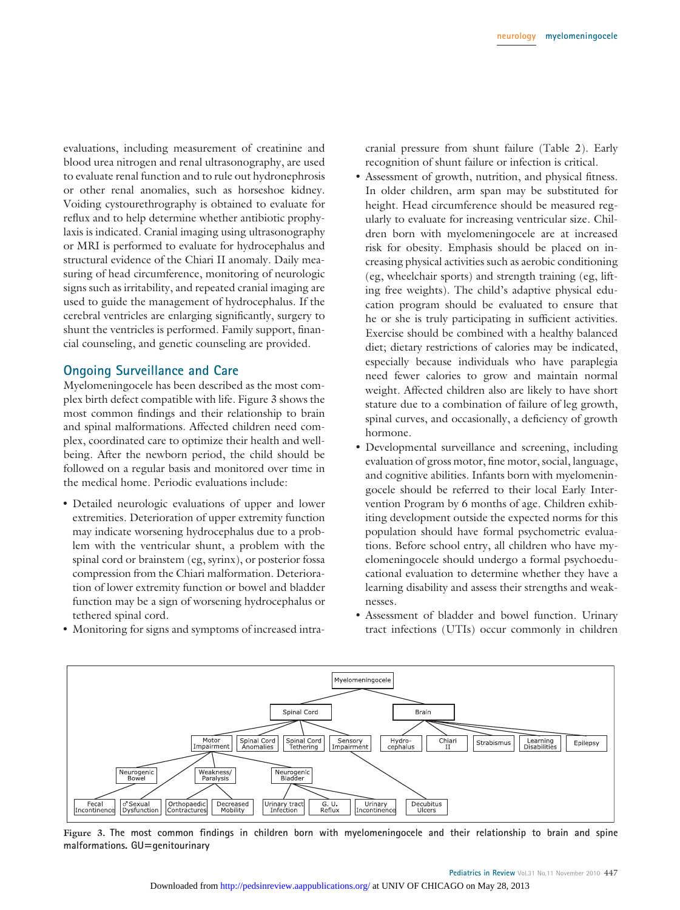evaluations, including measurement of creatinine and blood urea nitrogen and renal ultrasonography, are used to evaluate renal function and to rule out hydronephrosis or other renal anomalies, such as horseshoe kidney. Voiding cystourethrography is obtained to evaluate for reflux and to help determine whether antibiotic prophylaxis is indicated. Cranial imaging using ultrasonography or MRI is performed to evaluate for hydrocephalus and structural evidence of the Chiari II anomaly. Daily measuring of head circumference, monitoring of neurologic signs such as irritability, and repeated cranial imaging are used to guide the management of hydrocephalus. If the cerebral ventricles are enlarging significantly, surgery to shunt the ventricles is performed. Family support, financial counseling, and genetic counseling are provided.

## Ongoing Surveillance and Care

Myelomeningocele has been described as the most complex birth defect compatible with life. Figure 3 shows the most common findings and their relationship to brain and spinal malformations. Affected children need complex, coordinated care to optimize their health and well-being. After the newborn period, the child should be followed on a regular basis and monitored over time in the medical home. Periodic evaluations include:

- Detailed neurologic evaluations of upper and lower extremities. Deterioration of upper extremity function may indicate worsening hydrocephalus due to a problem with the ventricular shunt, a problem with the spinal cord or brainstem (eg, syrinx), or posterior fossa compression from the Chiari malformation. Deterioration of lower extremity function or bowel and bladder function may be a sign of worsening hydrocephalus or tethered spinal cord.
- Monitoring for signs and symptoms of increased intracranial pressure from shunt failure (Table 2). Early recognition of shunt failure or infection is critical.
- Assessment of growth, nutrition, and physical fitness. In older children, arm span may be substituted for height. Head circumference should be measured regularly to evaluate for increasing ventricular size. Children born with myelomeningocele are at increased risk for obesity. Emphasis should be placed on increasing physical activities such as aerobic conditioning (eg, wheelchair sports) and strength training (eg, lifting free weights). The child's adaptive physical education program should be evaluated to ensure that he or she is truly participating in sufficient activities. Exercise should be combined with a healthy balanced diet; dietary restrictions of calories may be indicated, especially because individuals who have paraplegia need fewer calories to grow and maintain normal weight. Affected children also are likely to have short stature due to a combination of failure of leg growth, spinal curves, and occasionally, a deficiency of growth hormone.
- Developmental surveillance and screening, including evaluation of gross motor, fine motor, social, language, and cognitive abilities. Infants born with myelomeningocele should be referred to their local Early Intervention Program by 6 months of age. Children exhibiting development outside the expected norms for this population should have formal psychometric evaluations. Before school entry, all children who have myelomeningocele should undergo a formal psychoeducational evaluation to determine whether they have a learning disability and assess their strengths and weaknesses.
- Assessment of bladder and bowel function. Urinary tract infections (UTIs) occur commonly in children

Myelomeningocele
Spinal Cord
Brain
Motor Impairment
Spinal Cord Anomalies
Spinal Cord Tethering
Sensory Impairment
Hydro-cephalus
Chiari II
Strabismus
Learning Disabilities
Epilepsy
Neurogenic Bowel
Weakness/ Paralysis
Neurogenic Bladder
Fecal Incontinence
♂Sexual Dysfunction
Orthopaedic Contractures
Decreased Mobility
Urinary tract Infection
G. U. Reflux
Urinary Incontinence
Decubitus Ulcers

**Figure 3. The most common findings in children born with myelomeningocele and their relationship to brain and spine malformations. GU=genitourinary**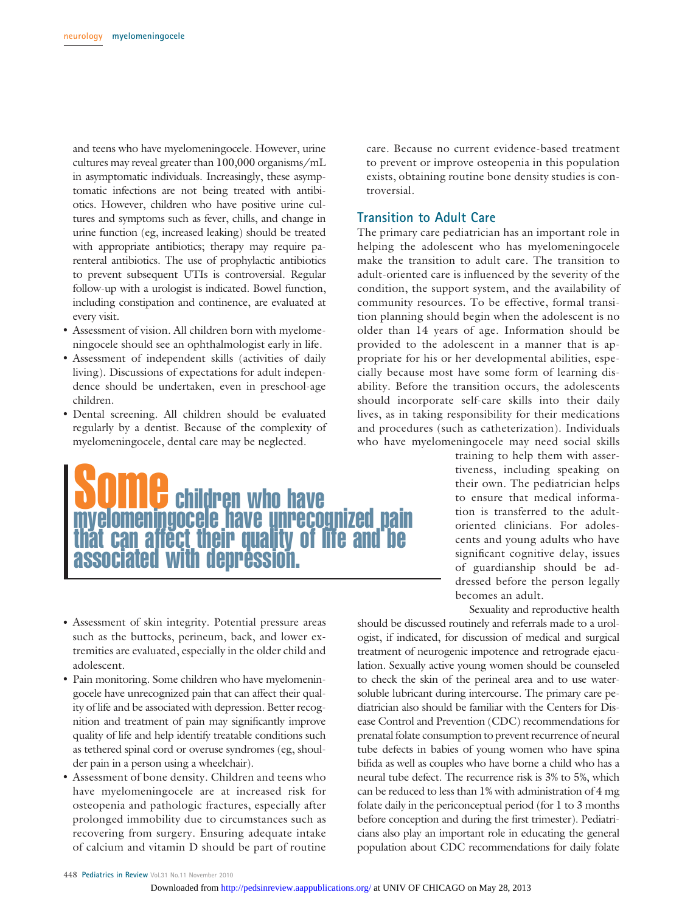and teens who have myelomeningocele. However, urine cultures may reveal greater than 100,000 organisms/mL in asymptomatic individuals. Increasingly, these asymptomatic infections are not being treated with antibiotics. However, children who have positive urine cultures and symptoms such as fever, chills, and change in urine function (eg, increased leaking) should be treated with appropriate antibiotics; therapy may require parenteral antibiotics. The use of prophylactic antibiotics to prevent subsequent UTIs is controversial. Regular follow-up with a urologist is indicated. Bowel function, including constipation and continence, are evaluated at every visit.

- Assessment of vision. All children born with myelomeningocele should see an ophthalmologist early in life.
- Assessment of independent skills (activities of daily living). Discussions of expectations for adult independence should be undertaken, even in preschool-age children.
- Dental screening. All children should be evaluated regularly by a dentist. Because of the complexity of myelomeningocele, dental care may be neglected.

**Some children who have myelomeningocele have unrecognized pain that can affect their quality of life and be associated with depression.**

- Assessment of skin integrity. Potential pressure areas such as the buttocks, perineum, back, and lower extremities are evaluated, especially in the older child and adolescent.
- Pain monitoring. Some children who have myelomeningocele have unrecognized pain that can affect their quality of life and be associated with depression. Better recognition and treatment of pain may significantly improve quality of life and help identify treatable conditions such as tethered spinal cord or overuse syndromes (eg, shoulder pain in a person using a wheelchair).
- Assessment of bone density. Children and teens who have myelomeningocele are at increased risk for osteopenia and pathologic fractures, especially after prolonged immobility due to circumstances such as recovering from surgery. Ensuring adequate intake of calcium and vitamin D should be part of routine care. Because no current evidence-based treatment to prevent or improve osteopenia in this population exists, obtaining routine bone density studies is controversial.

## Transition to Adult Care

The primary care pediatrician has an important role in helping the adolescent who has myelomeningocele make the transition to adult care. The transition to adult-oriented care is influenced by the severity of the condition, the support system, and the availability of community resources. To be effective, formal transition planning should begin when the adolescent is no older than 14 years of age. Information should be provided to the adolescent in a manner that is appropriate for his or her developmental abilities, especially because most have some form of learning disability. Before the transition occurs, the adolescents should incorporate self-care skills into their daily lives, as in taking responsibility for their medications and procedures (such as catheterization). Individuals who have myelomeningocele may need social skills training to help them with assertiveness, including speaking on their own. The pediatrician helps to ensure that medical information is transferred to the adult-oriented clinicians. For adolescents and young adults who have significant cognitive delay, issues of guardianship should be addressed before the person legally becomes an adult.

Sexuality and reproductive health should be discussed routinely and referrals made to a urologist, if indicated, for discussion of medical and surgical treatment of neurogenic impotence and retrograde ejaculation. Sexually active young women should be counseled to check the skin of the perineal area and to use water-soluble lubricant during intercourse. The primary care pediatrician also should be familiar with the Centers for Disease Control and Prevention (CDC) recommendations for prenatal folate consumption to prevent recurrence of neural tube defects in babies of young women who have spina bifida as well as couples who have borne a child who has a neural tube defect. The recurrence risk is 3% to 5%, which can be reduced to less than 1% with administration of 4 mg folate daily in the periconceptual period (for 1 to 3 months before conception and during the first trimester). Pediatricians also play an important role in educating the general population about CDC recommendations for daily folate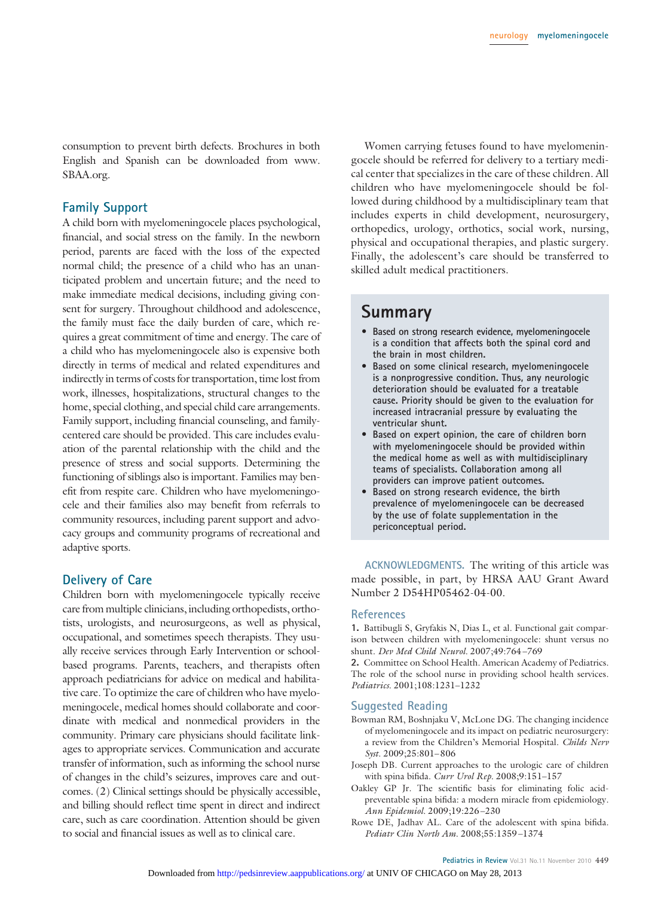consumption to prevent birth defects. Brochures in both English and Spanish can be downloaded from www.SBAA.org.

## Family Support

A child born with myelomeningocele places psychological, financial, and social stress on the family. In the newborn period, parents are faced with the loss of the expected normal child; the presence of a child who has an unanticipated problem and uncertain future; and the need to make immediate medical decisions, including giving consent for surgery. Throughout childhood and adolescence, the family must face the daily burden of care, which requires a great commitment of time and energy. The care of a child who has myelomeningocele also is expensive both directly in terms of medical and related expenditures and indirectly in terms of costs for transportation, time lost from work, illnesses, hospitalizations, structural changes to the home, special clothing, and special child care arrangements. Family support, including financial counseling, and family-centered care should be provided. This care includes evaluation of the parental relationship with the child and the presence of stress and social supports. Determining the functioning of siblings also is important. Families may benefit from respite care. Children who have myelomeningocele and their families also may benefit from referrals to community resources, including parent support and advocacy groups and community programs of recreational and adaptive sports.

## Delivery of Care

Children born with myelomeningocele typically receive care from multiple clinicians, including orthopedists, orthotists, urologists, and neurosurgeons, as well as physical, occupational, and sometimes speech therapists. They usually receive services through Early Intervention or school-based programs. Parents, teachers, and therapists often approach pediatricians for advice on medical and habilitative care. To optimize the care of children who have myelomeningocele, medical homes should collaborate and coordinate with medical and nonmedical providers in the community. Primary care physicians should facilitate linkages to appropriate services. Communication and accurate transfer of information, such as informing the school nurse of changes in the child's seizures, improves care and outcomes. (2) Clinical settings should be physically accessible, and billing should reflect time spent in direct and indirect care, such as care coordination. Attention should be given to social and financial issues as well as to clinical care.

Women carrying fetuses found to have myelomeningocele should be referred for delivery to a tertiary medical center that specializes in the care of these children. All children who have myelomeningocele should be followed during childhood by a multidisciplinary team that includes experts in child development, neurosurgery, orthopedics, urology, orthotics, social work, nursing, physical and occupational therapies, and plastic surgery. Finally, the adolescent's care should be transferred to skilled adult medical practitioners.

## Summary

- **Based on strong research evidence, myelomeningocele is a condition that affects both the spinal cord and the brain in most children.**
- **Based on some clinical research, myelomeningocele is a nonprogressive condition. Thus, any neurologic deterioration should be evaluated for a treatable cause. Priority should be given to the evaluation for increased intracranial pressure by evaluating the ventricular shunt.**
- **Based on expert opinion, the care of children born with myelomeningocele should be provided within the medical home as well as with multidisciplinary teams of specialists. Collaboration among all providers can improve patient outcomes.**
- **Based on strong research evidence, the birth prevalence of myelomeningocele can be decreased by the use of folate supplementation in the periconceptual period.**

ACKNOWLEDGMENTS. The writing of this article was made possible, in part, by HRSA AAU Grant Award Number 2 D54HP05462-04-00.

## References

1. Battibugli S, Gryfakis N, Dias L, et al. Functional gait comparison between children with myelomeningocele: shunt versus no shunt. *Dev Med Child Neurol.* 2007;49:764–769
2. Committee on School Health. American Academy of Pediatrics. The role of the school nurse in providing school health services. *Pediatrics.* 2001;108:1231–1232

## Suggested Reading

Bowman RM, Boshnjaku V, McLone DG. The changing incidence of myelomeningocele and its impact on pediatric neurosurgery: a review from the Children's Memorial Hospital. *Childs Nerv Syst.* 2009;25:801–806

Joseph DB. Current approaches to the urologic care of children with spina bifida. *Curr Urol Rep.* 2008;9:151–157

Oakley GP Jr. The scientific basis for eliminating folic acid-preventable spina bifida: a modern miracle from epidemiology. *Ann Epidemiol.* 2009;19:226–230

Rowe DE, Jadhav AL. Care of the adolescent with spina bifida. *Pediatr Clin North Am.* 2008;55:1359–1374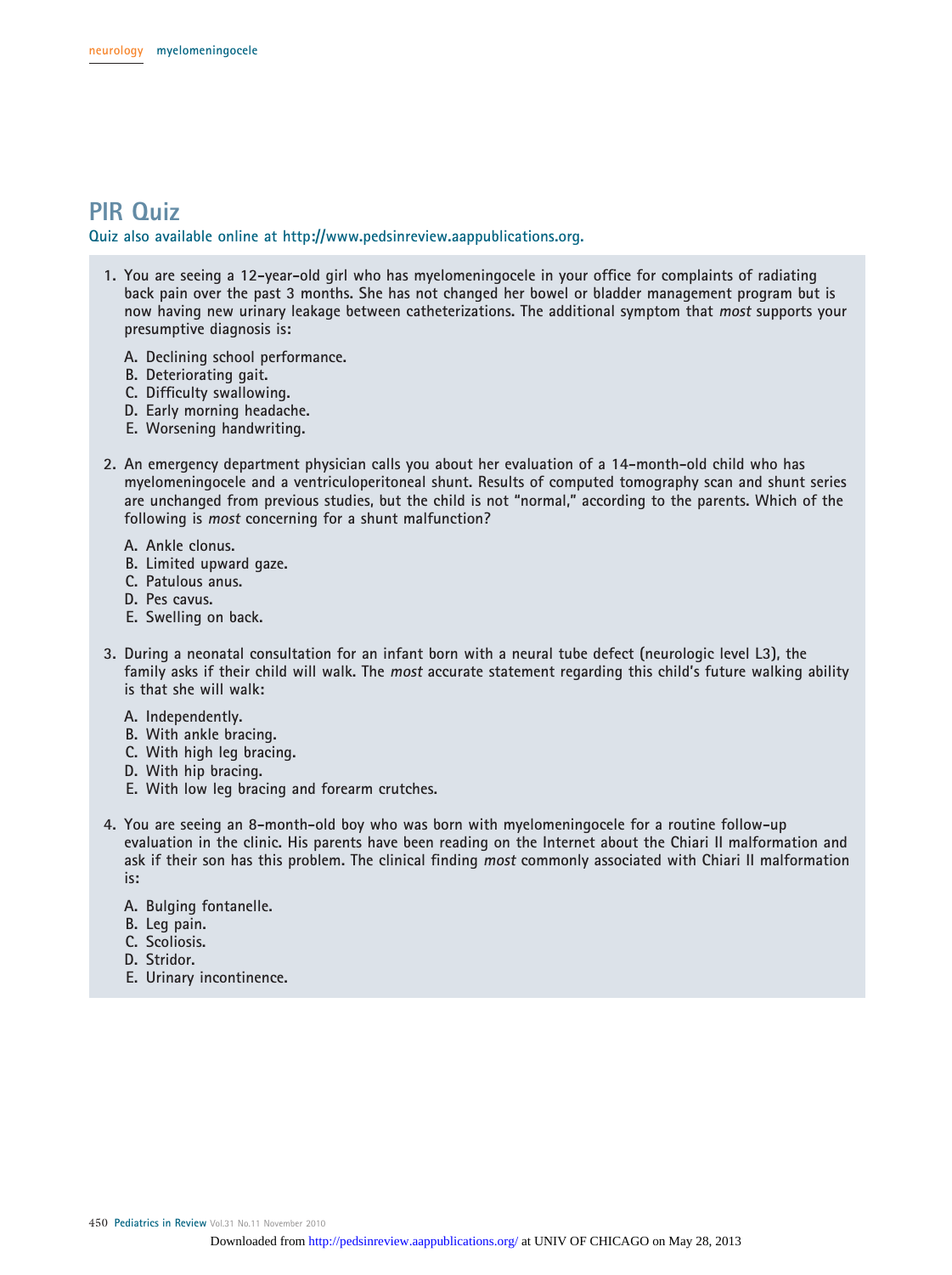# PIR Quiz

**Quiz also available online at http://www.pedsinreview.aappublications.org.**

1. You are seeing a 12-year-old girl who has myelomeningocele in your office for complaints of radiating back pain over the past 3 months. She has not changed her bowel or bladder management program but is now having new urinary leakage between catheterizations. The additional symptom that *most* supports your presumptive diagnosis is:

   A. Declining school performance.
   B. Deteriorating gait.
   C. Difficulty swallowing.
   D. Early morning headache.
   E. Worsening handwriting.

2. An emergency department physician calls you about her evaluation of a 14-month-old child who has myelomeningocele and a ventriculoperitoneal shunt. Results of computed tomography scan and shunt series are unchanged from previous studies, but the child is not "normal," according to the parents. Which of the following is *most* concerning for a shunt malfunction?

   A. Ankle clonus.
   B. Limited upward gaze.
   C. Patulous anus.
   D. Pes cavus.
   E. Swelling on back.

3. During a neonatal consultation for an infant born with a neural tube defect (neurologic level L3), the family asks if their child will walk. The *most* accurate statement regarding this child's future walking ability is that she will walk:

   A. Independently.
   B. With ankle bracing.
   C. With high leg bracing.
   D. With hip bracing.
   E. With low leg bracing and forearm crutches.

4. You are seeing an 8-month-old boy who was born with myelomeningocele for a routine follow-up evaluation in the clinic. His parents have been reading on the Internet about the Chiari II malformation and ask if their son has this problem. The clinical finding *most* commonly associated with Chiari II malformation is:

   A. Bulging fontanelle.
   B. Leg pain.
   C. Scoliosis.
   D. Stridor.
   E. Urinary incontinence.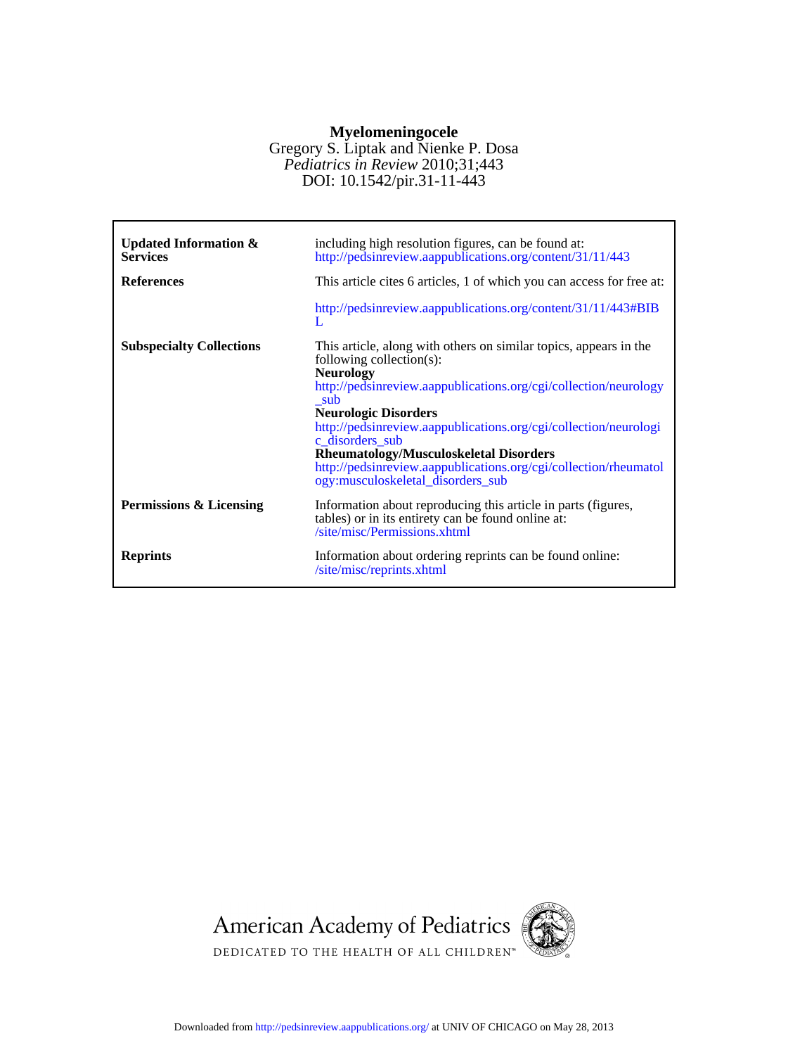# Myelomeningocele

Gregory S. Liptak and Nienke P. Dosa

*Pediatrics in Review* 2010;31;443

DOI: 10.1542/pir.31-11-443

| | |
|---|---|
| **Updated Information & Services** | including high resolution figures, can be found at: http://pedsinreview.aappublications.org/content/31/11/443 |
| **References** | This article cites 6 articles, 1 of which you can access for free at: http://pedsinreview.aappublications.org/content/31/11/443#BIBL |
| **Subspecialty Collections** | This article, along with others on similar topics, appears in the following collection(s): **Neurology** http://pedsinreview.aappublications.org/cgi/collection/neurology_sub **Neurologic Disorders** http://pedsinreview.aappublications.org/cgi/collection/neurologic_disorders_sub **Rheumatology/Musculoskeletal Disorders** http://pedsinreview.aappublications.org/cgi/collection/rheumatology:musculoskeletal_disorders_sub |
| **Permissions & Licensing** | Information about reproducing this article in parts (figures, tables) or in its entirety can be found online at: /site/misc/Permissions.xhtml |
| **Reprints** | Information about ordering reprints can be found online: /site/misc/reprints.xhtml |

American Academy of Pediatrics

DEDICATED TO THE HEALTH OF ALL CHILDREN™

Downloaded from http://pedsinreview.aappublications.org/ at UNIV OF CHICAGO on May 28, 2013